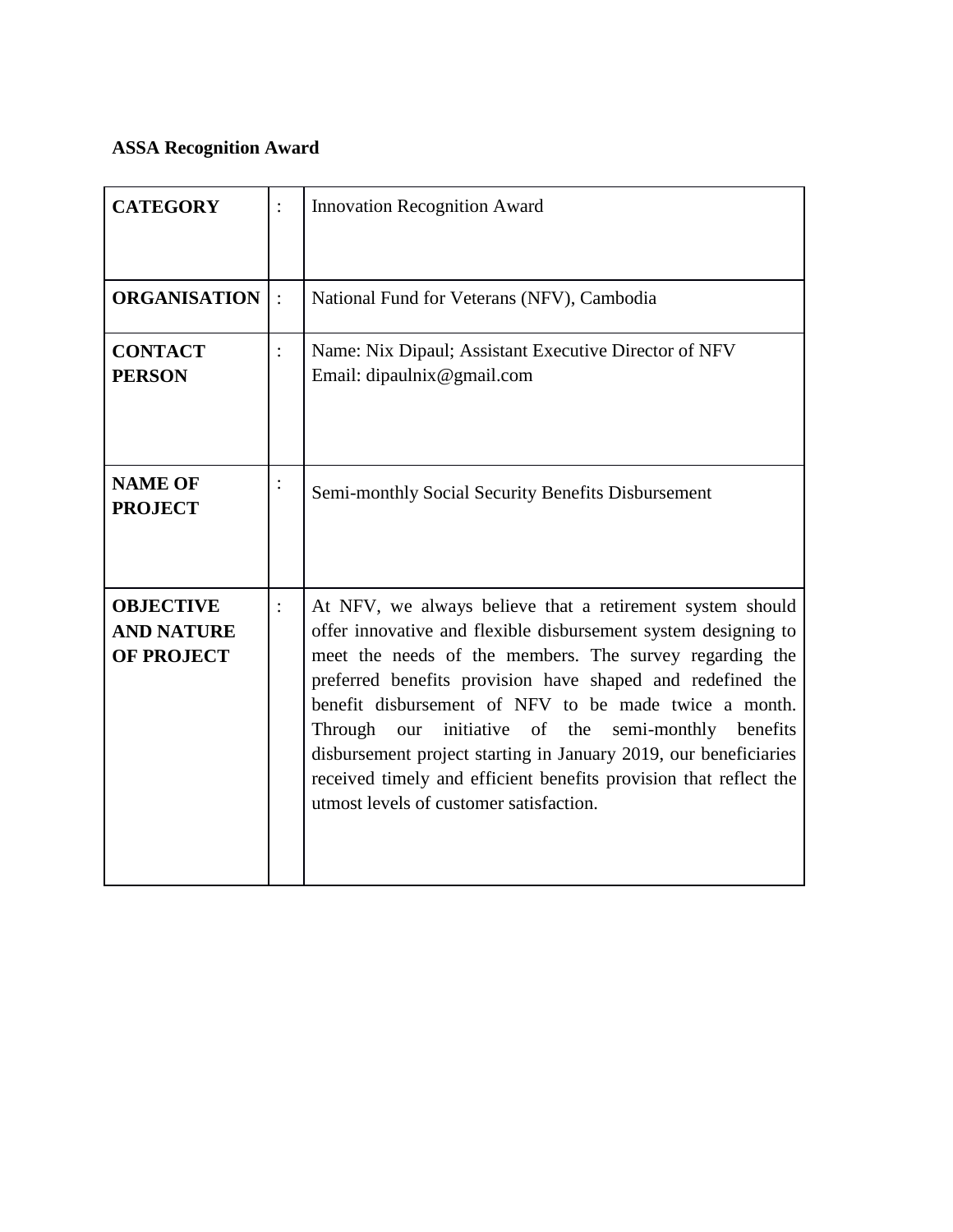**ASSA Recognition Award**

| | | |
|---|---|---|
| **CATEGORY** | : | Innovation Recognition Award |
| **ORGANISATION** | : | National Fund for Veterans (NFV), Cambodia |
| **CONTACT PERSON** | : | Name: Nix Dipaul; Assistant Executive Director of NFV<br>Email: dipaulnix@gmail.com |
| **NAME OF PROJECT** | : | Semi-monthly Social Security Benefits Disbursement |
| **OBJECTIVE AND NATURE OF PROJECT** | : | At NFV, we always believe that a retirement system should offer innovative and flexible disbursement system designing to meet the needs of the members. The survey regarding the preferred benefits provision have shaped and redefined the benefit disbursement of NFV to be made twice a month. Through our initiative of the semi-monthly benefits disbursement project starting in January 2019, our beneficiaries received timely and efficient benefits provision that reflect the utmost levels of customer satisfaction. |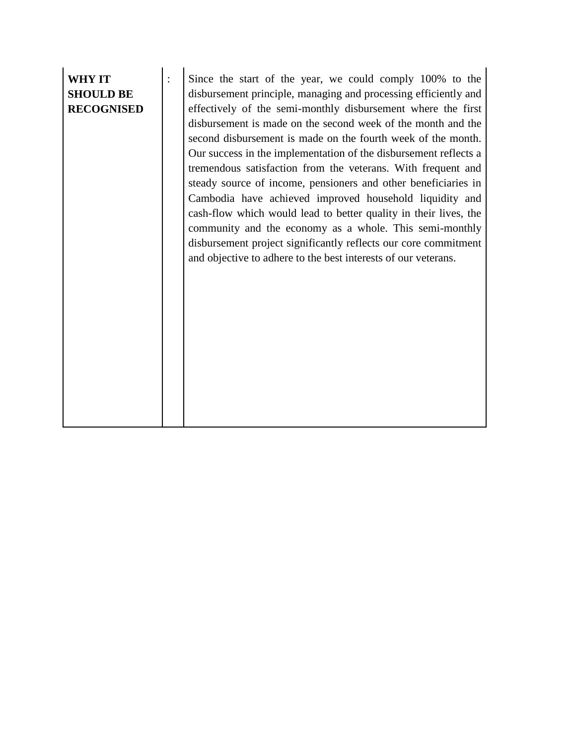| | | |
|---|---|---|
| **WHY IT SHOULD BE RECOGNISED** | : | Since the start of the year, we could comply 100% to the disbursement principle, managing and processing efficiently and effectively of the semi-monthly disbursement where the first disbursement is made on the second week of the month and the second disbursement is made on the fourth week of the month. Our success in the implementation of the disbursement reflects a tremendous satisfaction from the veterans. With frequent and steady source of income, pensioners and other beneficiaries in Cambodia have achieved improved household liquidity and cash-flow which would lead to better quality in their lives, the community and the economy as a whole. This semi-monthly disbursement project significantly reflects our core commitment and objective to adhere to the best interests of our veterans. |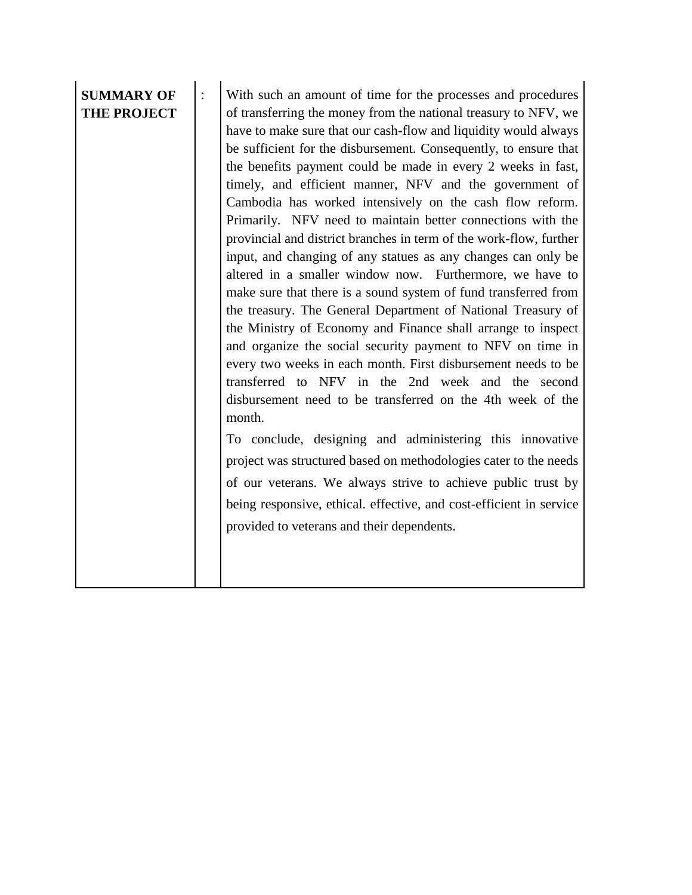| | | |
|---|---|---|
| **SUMMARY OF THE PROJECT** | : | With such an amount of time for the processes and procedures of transferring the money from the national treasury to NFV, we have to make sure that our cash-flow and liquidity would always be sufficient for the disbursement. Consequently, to ensure that the benefits payment could be made in every 2 weeks in fast, timely, and efficient manner, NFV and the government of Cambodia has worked intensively on the cash flow reform. Primarily. NFV need to maintain better connections with the provincial and district branches in term of the work-flow, further input, and changing of any statues as any changes can only be altered in a smaller window now. Furthermore, we have to make sure that there is a sound system of fund transferred from the treasury. The General Department of National Treasury of the Ministry of Economy and Finance shall arrange to inspect and organize the social security payment to NFV on time in every two weeks in each month. First disbursement needs to be transferred to NFV in the 2nd week and the second disbursement need to be transferred on the 4th week of the month.<br><br>To conclude, designing and administering this innovative project was structured based on methodologies cater to the needs of our veterans. We always strive to achieve public trust by being responsive, ethical. effective, and cost-efficient in service provided to veterans and their dependents. |